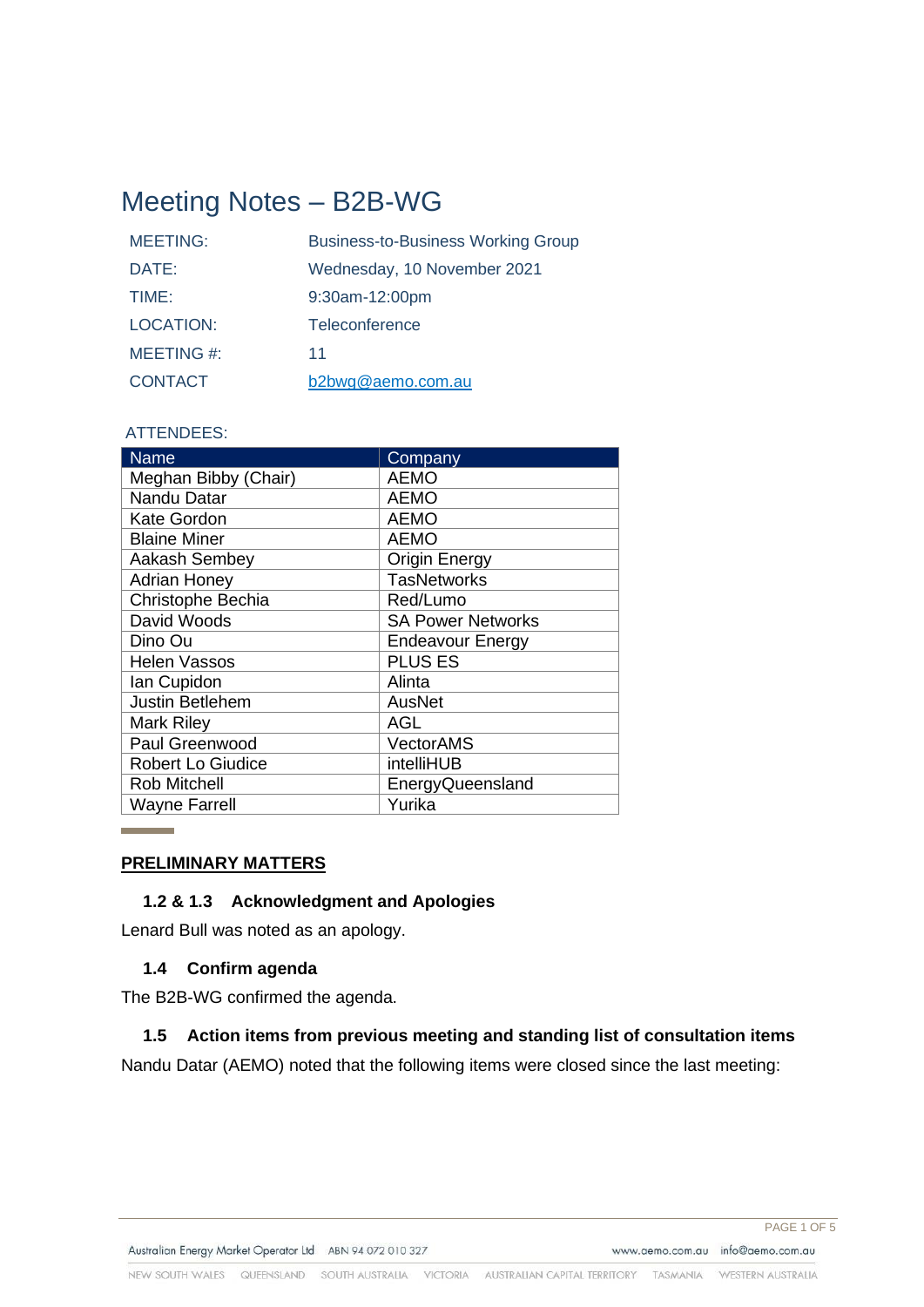# Meeting Notes – B2B-WG

| | |
|---|---|
| MEETING: | Business-to-Business Working Group |
| DATE: | Wednesday, 10 November 2021 |
| TIME: | 9:30am-12:00pm |
| LOCATION: | Teleconference |
| MEETING #: | 11 |
| CONTACT | b2bwg@aemo.com.au |

ATTENDEES:

| Name | Company |
|---|---|
| Meghan Bibby (Chair) | AEMO |
| Nandu Datar | AEMO |
| Kate Gordon | AEMO |
| Blaine Miner | AEMO |
| Aakash Sembey | Origin Energy |
| Adrian Honey | TasNetworks |
| Christophe Bechia | Red/Lumo |
| David Woods | SA Power Networks |
| Dino Ou | Endeavour Energy |
| Helen Vassos | PLUS ES |
| Ian Cupidon | Alinta |
| Justin Betlehem | AusNet |
| Mark Riley | AGL |
| Paul Greenwood | VectorAMS |
| Robert Lo Giudice | intelliHUB |
| Rob Mitchell | EnergyQueensland |
| Wayne Farrell | Yurika |

## PRELIMINARY MATTERS

### 1.2 & 1.3 Acknowledgment and Apologies

Lenard Bull was noted as an apology.

### 1.4 Confirm agenda

The B2B-WG confirmed the agenda.

### 1.5 Action items from previous meeting and standing list of consultation items

Nandu Datar (AEMO) noted that the following items were closed since the last meeting: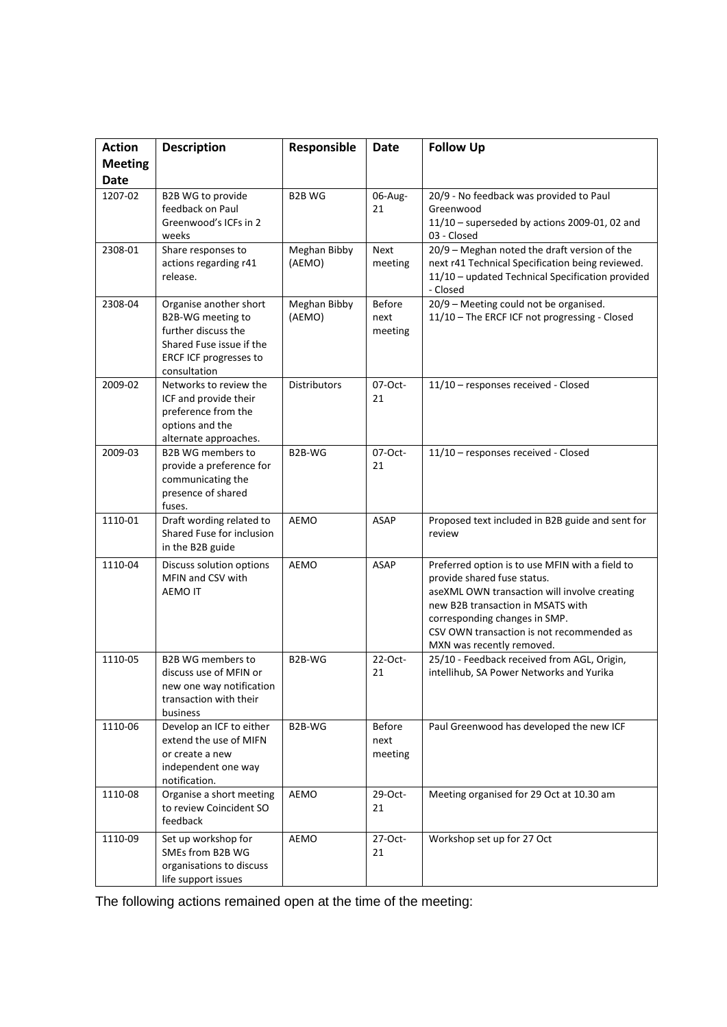| Action Meeting Date | Description | Responsible | Date | Follow Up |
|---|---|---|---|---|
| 1207-02 | B2B WG to provide feedback on Paul Greenwood's ICFs in 2 weeks | B2B WG | 06-Aug-21 | 20/9 - No feedback was provided to Paul Greenwood<br>11/10 – superseded by actions 2009-01, 02 and 03 - Closed |
| 2308-01 | Share responses to actions regarding r41 release. | Meghan Bibby (AEMO) | Next meeting | 20/9 – Meghan noted the draft version of the next r41 Technical Specification being reviewed.<br>11/10 – updated Technical Specification provided - Closed |
| 2308-04 | Organise another short B2B-WG meeting to further discuss the Shared Fuse issue if the ERCF ICF progresses to consultation | Meghan Bibby (AEMO) | Before next meeting | 20/9 – Meeting could not be organised.<br>11/10 – The ERCF ICF not progressing - Closed |
| 2009-02 | Networks to review the ICF and provide their preference from the options and the alternate approaches. | Distributors | 07-Oct-21 | 11/10 – responses received - Closed |
| 2009-03 | B2B WG members to provide a preference for communicating the presence of shared fuses. | B2B-WG | 07-Oct-21 | 11/10 – responses received - Closed |
| 1110-01 | Draft wording related to Shared Fuse for inclusion in the B2B guide | AEMO | ASAP | Proposed text included in B2B guide and sent for review |
| 1110-04 | Discuss solution options MFIN and CSV with AEMO IT | AEMO | ASAP | Preferred option is to use MFIN with a field to provide shared fuse status.<br>aseXML OWN transaction will involve creating new B2B transaction in MSATS with corresponding changes in SMP.<br>CSV OWN transaction is not recommended as MXN was recently removed. |
| 1110-05 | B2B WG members to discuss use of MFIN or new one way notification transaction with their business | B2B-WG | 22-Oct-21 | 25/10 - Feedback received from AGL, Origin, intellihub, SA Power Networks and Yurika |
| 1110-06 | Develop an ICF to either extend the use of MIFN or create a new independent one way notification. | B2B-WG | Before next meeting | Paul Greenwood has developed the new ICF |
| 1110-08 | Organise a short meeting to review Coincident SO feedback | AEMO | 29-Oct-21 | Meeting organised for 29 Oct at 10.30 am |
| 1110-09 | Set up workshop for SMEs from B2B WG organisations to discuss life support issues | AEMO | 27-Oct-21 | Workshop set up for 27 Oct |

The following actions remained open at the time of the meeting: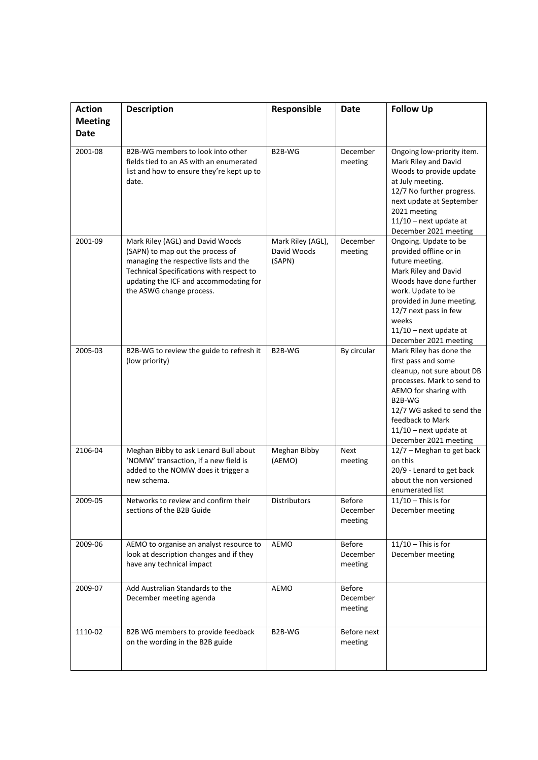| Action Meeting Date | Description | Responsible | Date | Follow Up |
|---|---|---|---|---|
| 2001-08 | B2B-WG members to look into other fields tied to an AS with an enumerated list and how to ensure they're kept up to date. | B2B-WG | December meeting | Ongoing low-priority item. Mark Riley and David Woods to provide update at July meeting.<br>12/7 No further progress. next update at September 2021 meeting<br>11/10 – next update at December 2021 meeting |
| 2001-09 | Mark Riley (AGL) and David Woods (SAPN) to map out the process of managing the respective lists and the Technical Specifications with respect to updating the ICF and accommodating for the ASWG change process. | Mark Riley (AGL), David Woods (SAPN) | December meeting | Ongoing. Update to be provided offline or in future meeting.<br>Mark Riley and David Woods have done further work. Update to be provided in June meeting.<br>12/7 next pass in few weeks<br>11/10 – next update at December 2021 meeting |
| 2005-03 | B2B-WG to review the guide to refresh it (low priority) | B2B-WG | By circular | Mark Riley has done the first pass and some cleanup, not sure about DB processes. Mark to send to AEMO for sharing with B2B-WG<br>12/7 WG asked to send the feedback to Mark<br>11/10 – next update at December 2021 meeting |
| 2106-04 | Meghan Bibby to ask Lenard Bull about 'NOMW' transaction, if a new field is added to the NOMW does it trigger a new schema. | Meghan Bibby (AEMO) | Next meeting | 12/7 – Meghan to get back on this<br>20/9 - Lenard to get back about the non versioned enumerated list |
| 2009-05 | Networks to review and confirm their sections of the B2B Guide | Distributors | Before December meeting | 11/10 – This is for December meeting |
| 2009-06 | AEMO to organise an analyst resource to look at description changes and if they have any technical impact | AEMO | Before December meeting | 11/10 – This is for December meeting |
| 2009-07 | Add Australian Standards to the December meeting agenda | AEMO | Before December meeting | |
| 1110-02 | B2B WG members to provide feedback on the wording in the B2B guide | B2B-WG | Before next meeting | |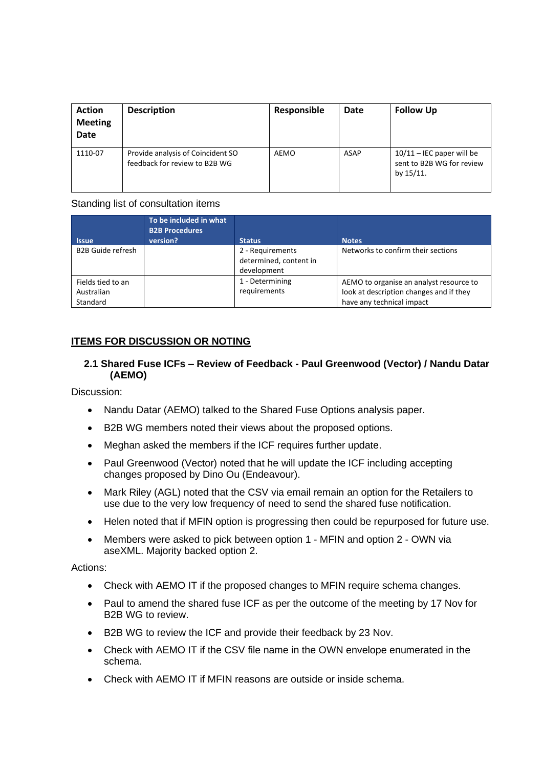| Action Meeting Date | Description | Responsible | Date | Follow Up |
|---|---|---|---|---|
| 1110-07 | Provide analysis of Coincident SO feedback for review to B2B WG | AEMO | ASAP | 10/11 – IEC paper will be sent to B2B WG for review by 15/11. |

Standing list of consultation items

| Issue | To be included in what B2B Procedures version? | Status | Notes |
|---|---|---|---|
| B2B Guide refresh | | 2 - Requirements determined, content in development | Networks to confirm their sections |
| Fields tied to an Australian Standard | | 1 - Determining requirements | AEMO to organise an analyst resource to look at description changes and if they have any technical impact |

## ITEMS FOR DISCUSSION OR NOTING

### 2.1 Shared Fuse ICFs – Review of Feedback - Paul Greenwood (Vector) / Nandu Datar (AEMO)

Discussion:

- Nandu Datar (AEMO) talked to the Shared Fuse Options analysis paper.
- B2B WG members noted their views about the proposed options.
- Meghan asked the members if the ICF requires further update.
- Paul Greenwood (Vector) noted that he will update the ICF including accepting changes proposed by Dino Ou (Endeavour).
- Mark Riley (AGL) noted that the CSV via email remain an option for the Retailers to use due to the very low frequency of need to send the shared fuse notification.
- Helen noted that if MFIN option is progressing then could be repurposed for future use.
- Members were asked to pick between option 1 - MFIN and option 2 - OWN via aseXML. Majority backed option 2.

Actions:

- Check with AEMO IT if the proposed changes to MFIN require schema changes.
- Paul to amend the shared fuse ICF as per the outcome of the meeting by 17 Nov for B2B WG to review.
- B2B WG to review the ICF and provide their feedback by 23 Nov.
- Check with AEMO IT if the CSV file name in the OWN envelope enumerated in the schema.
- Check with AEMO IT if MFIN reasons are outside or inside schema.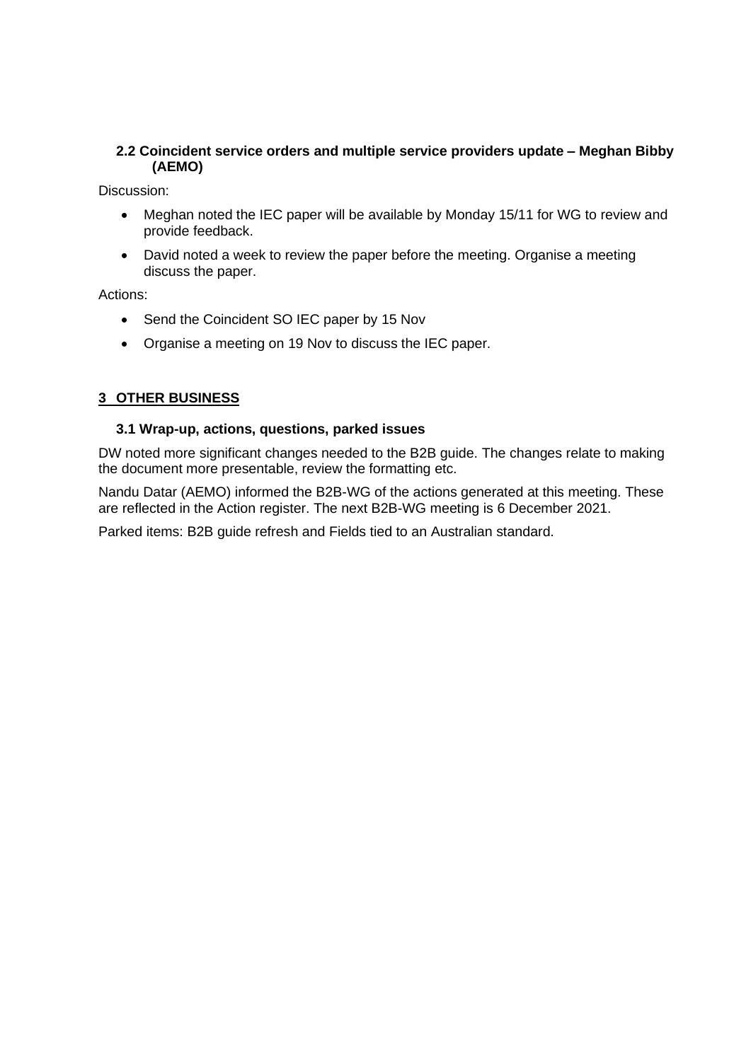### 2.2 Coincident service orders and multiple service providers update – Meghan Bibby (AEMO)

Discussion:

- Meghan noted the IEC paper will be available by Monday 15/11 for WG to review and provide feedback.
- David noted a week to review the paper before the meeting. Organise a meeting discuss the paper.

Actions:

- Send the Coincident SO IEC paper by 15 Nov
- Organise a meeting on 19 Nov to discuss the IEC paper.

## 3 OTHER BUSINESS

### 3.1 Wrap-up, actions, questions, parked issues

DW noted more significant changes needed to the B2B guide. The changes relate to making the document more presentable, review the formatting etc.

Nandu Datar (AEMO) informed the B2B-WG of the actions generated at this meeting. These are reflected in the Action register. The next B2B-WG meeting is 6 December 2021.

Parked items: B2B guide refresh and Fields tied to an Australian standard.